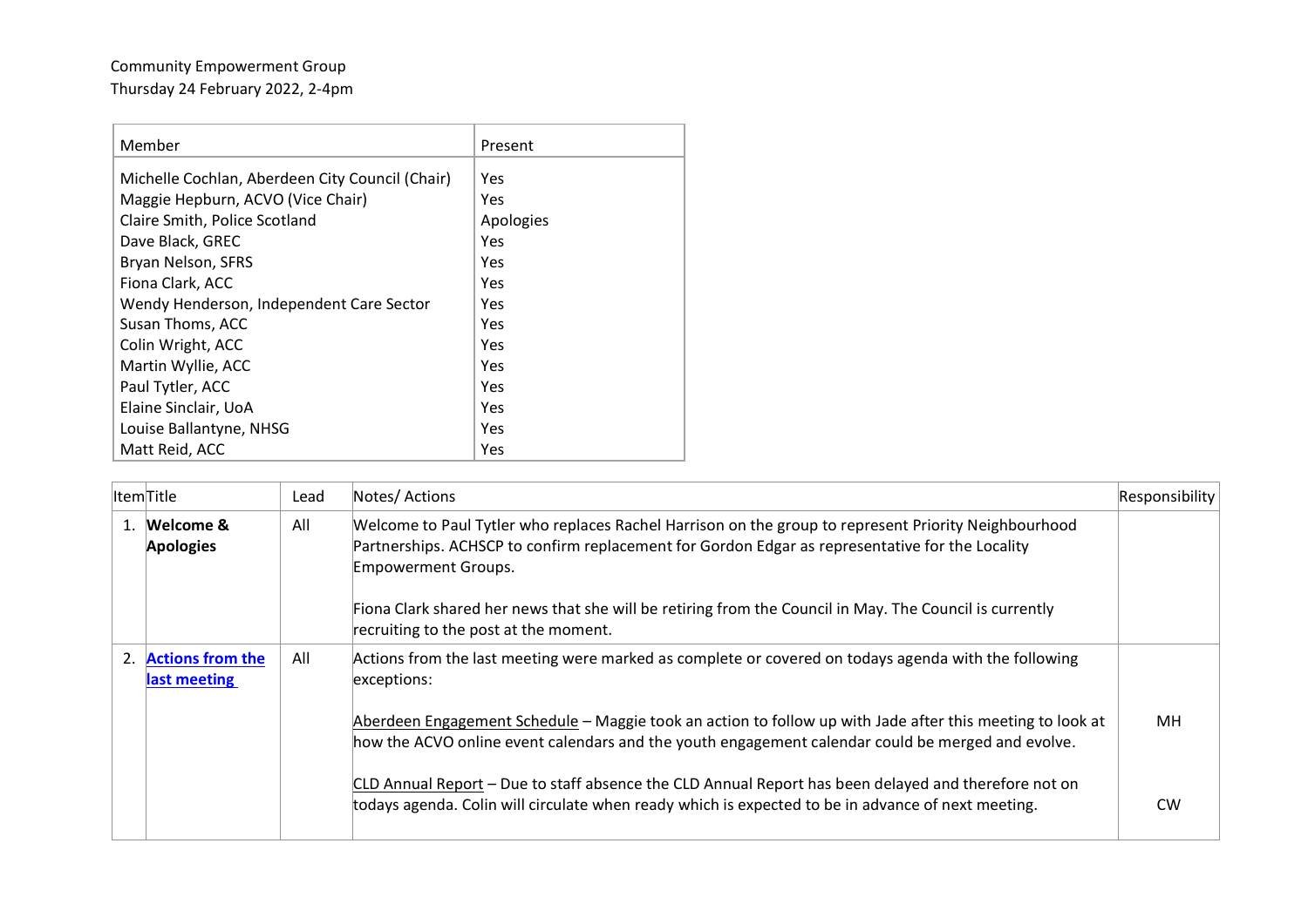Community Empowerment Group
Thursday 24 February 2022, 2-4pm

| Member | Present |
| --- | --- |
| Michelle Cochlan, Aberdeen City Council (Chair) | Yes |
| Maggie Hepburn, ACVO (Vice Chair) | Yes |
| Claire Smith, Police Scotland | Apologies |
| Dave Black, GREC | Yes |
| Bryan Nelson, SFRS | Yes |
| Fiona Clark, ACC | Yes |
| Wendy Henderson, Independent Care Sector | Yes |
| Susan Thoms, ACC | Yes |
| Colin Wright, ACC | Yes |
| Martin Wyllie, ACC | Yes |
| Paul Tytler, ACC | Yes |
| Elaine Sinclair, UoA | Yes |
| Louise Ballantyne, NHSG | Yes |
| Matt Reid, ACC | Yes |

| Item | Title | Lead | Notes/ Actions | Responsibility |
| --- | --- | --- | --- | --- |
| 1. | **Welcome & Apologies** | All | Welcome to Paul Tytler who replaces Rachel Harrison on the group to represent Priority Neighbourhood Partnerships. ACHSCP to confirm replacement for Gordon Edgar as representative for the Locality Empowerment Groups.<br><br>Fiona Clark shared her news that she will be retiring from the Council in May. The Council is currently recruiting to the post at the moment. | |
| 2. | **Actions from the last meeting** | All | Actions from the last meeting were marked as complete or covered on todays agenda with the following exceptions:<br><br>Aberdeen Engagement Schedule – Maggie took an action to follow up with Jade after this meeting to look at how the ACVO online event calendars and the youth engagement calendar could be merged and evolve.<br><br>CLD Annual Report – Due to staff absence the CLD Annual Report has been delayed and therefore not on todays agenda. Colin will circulate when ready which is expected to be in advance of next meeting. | MH<br><br>CW |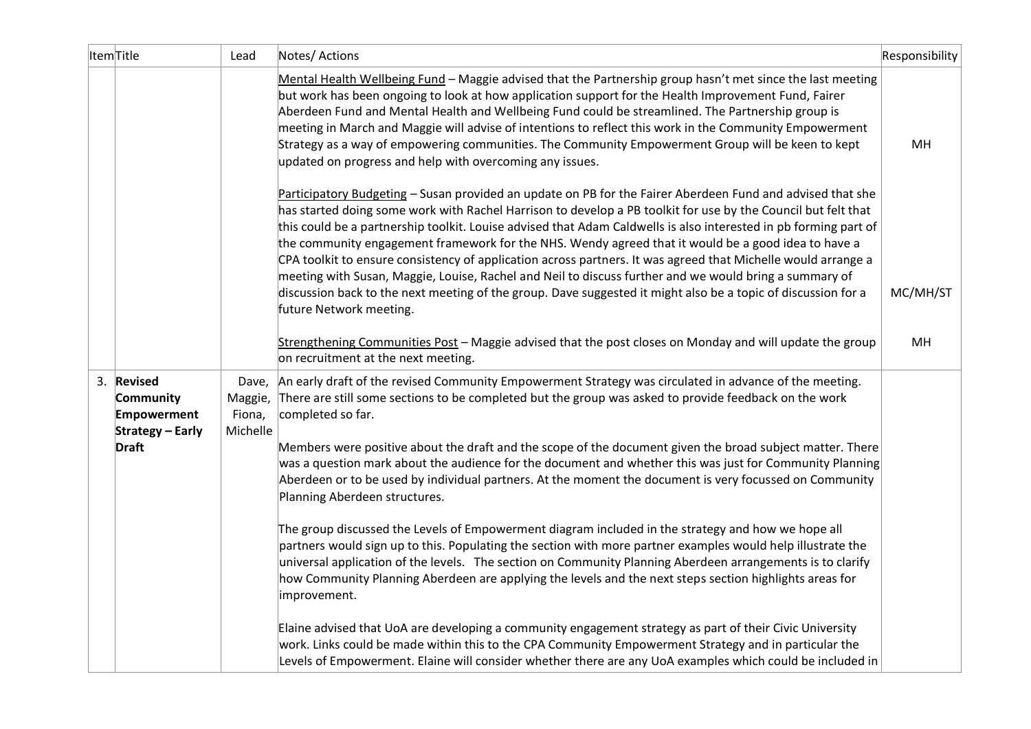| Item | Title | Lead | Notes/ Actions | Responsibility |
|---|---|---|---|---|
| | | | Mental Health Wellbeing Fund – Maggie advised that the Partnership group hasn't met since the last meeting but work has been ongoing to look at how application support for the Health Improvement Fund, Fairer Aberdeen Fund and Mental Health and Wellbeing Fund could be streamlined. The Partnership group is meeting in March and Maggie will advise of intentions to reflect this work in the Community Empowerment Strategy as a way of empowering communities. The Community Empowerment Group will be keen to kept updated on progress and help with overcoming any issues. | MH |
| | | | Participatory Budgeting – Susan provided an update on PB for the Fairer Aberdeen Fund and advised that she has started doing some work with Rachel Harrison to develop a PB toolkit for use by the Council but felt that this could be a partnership toolkit. Louise advised that Adam Caldwells is also interested in pb forming part of the community engagement framework for the NHS. Wendy agreed that it would be a good idea to have a CPA toolkit to ensure consistency of application across partners. It was agreed that Michelle would arrange a meeting with Susan, Maggie, Louise, Rachel and Neil to discuss further and we would bring a summary of discussion back to the next meeting of the group. Dave suggested it might also be a topic of discussion for a future Network meeting. | MC/MH/ST |
| | | | Strengthening Communities Post – Maggie advised that the post closes on Monday and will update the group on recruitment at the next meeting. | MH |
| 3. | **Revised Community Empowerment Strategy – Early Draft** | Dave, Maggie, Fiona, Michelle | An early draft of the revised Community Empowerment Strategy was circulated in advance of the meeting. There are still some sections to be completed but the group was asked to provide feedback on the work completed so far.<br><br>Members were positive about the draft and the scope of the document given the broad subject matter. There was a question mark about the audience for the document and whether this was just for Community Planning Aberdeen or to be used by individual partners. At the moment the document is very focussed on Community Planning Aberdeen structures.<br><br>The group discussed the Levels of Empowerment diagram included in the strategy and how we hope all partners would sign up to this. Populating the section with more partner examples would help illustrate the universal application of the levels. The section on Community Planning Aberdeen arrangements is to clarify how Community Planning Aberdeen are applying the levels and the next steps section highlights areas for improvement.<br><br>Elaine advised that UoA are developing a community engagement strategy as part of their Civic University work. Links could be made within this to the CPA Community Empowerment Strategy and in particular the Levels of Empowerment. Elaine will consider whether there are any UoA examples which could be included in | |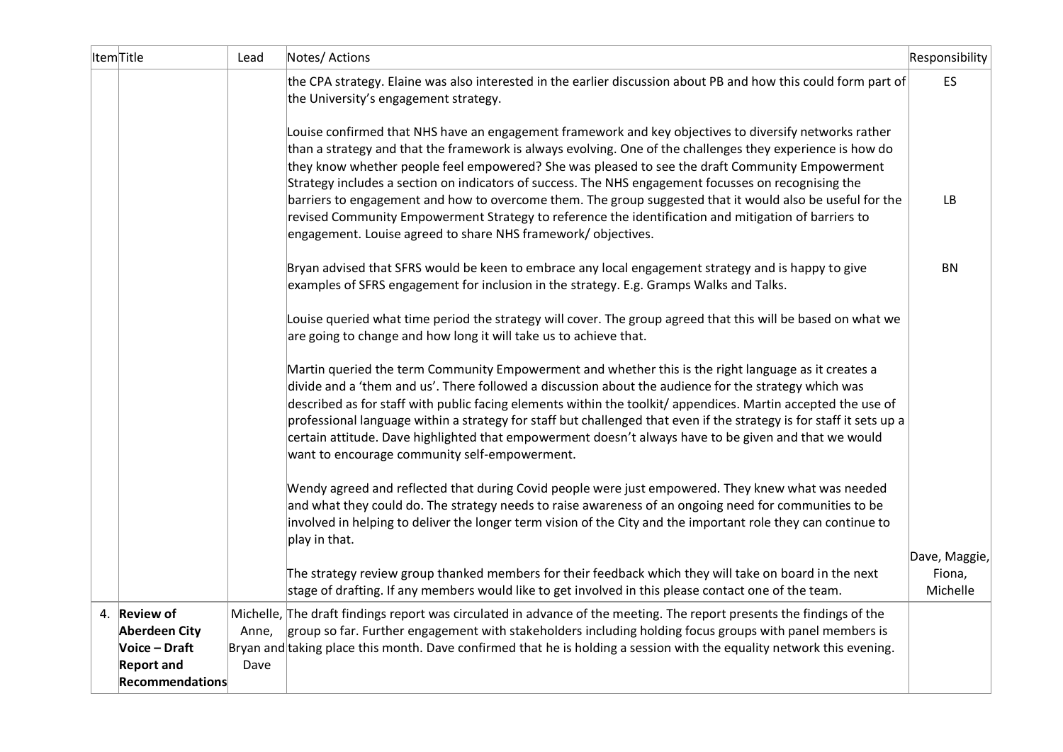| Item | Title | Lead | Notes/ Actions | Responsibility |
|---|---|---|---|---|
| | | | the CPA strategy. Elaine was also interested in the earlier discussion about PB and how this could form part of the University's engagement strategy. | ES |
| | | | Louise confirmed that NHS have an engagement framework and key objectives to diversify networks rather than a strategy and that the framework is always evolving. One of the challenges they experience is how do they know whether people feel empowered? She was pleased to see the draft Community Empowerment Strategy includes a section on indicators of success. The NHS engagement focusses on recognising the barriers to engagement and how to overcome them. The group suggested that it would also be useful for the revised Community Empowerment Strategy to reference the identification and mitigation of barriers to engagement. Louise agreed to share NHS framework/ objectives. | LB |
| | | | Bryan advised that SFRS would be keen to embrace any local engagement strategy and is happy to give examples of SFRS engagement for inclusion in the strategy. E.g. Gramps Walks and Talks. | BN |
| | | | Louise queried what time period the strategy will cover. The group agreed that this will be based on what we are going to change and how long it will take us to achieve that. | |
| | | | Martin queried the term Community Empowerment and whether this is the right language as it creates a divide and a 'them and us'. There followed a discussion about the audience for the strategy which was described as for staff with public facing elements within the toolkit/ appendices. Martin accepted the use of professional language within a strategy for staff but challenged that even if the strategy is for staff it sets up a certain attitude. Dave highlighted that empowerment doesn't always have to be given and that we would want to encourage community self-empowerment. | |
| | | | Wendy agreed and reflected that during Covid people were just empowered. They knew what was needed and what they could do. The strategy needs to raise awareness of an ongoing need for communities to be involved in helping to deliver the longer term vision of the City and the important role they can continue to play in that. | |
| | | | The strategy review group thanked members for their feedback which they will take on board in the next stage of drafting. If any members would like to get involved in this please contact one of the team. | Dave, Maggie, Fiona, Michelle |
| 4. | **Review of Aberdeen City Voice – Draft Report and Recommendations** | Michelle, Anne, Bryan and Dave | The draft findings report was circulated in advance of the meeting. The report presents the findings of the group so far. Further engagement with stakeholders including holding focus groups with panel members is taking place this month. Dave confirmed that he is holding a session with the equality network this evening. | |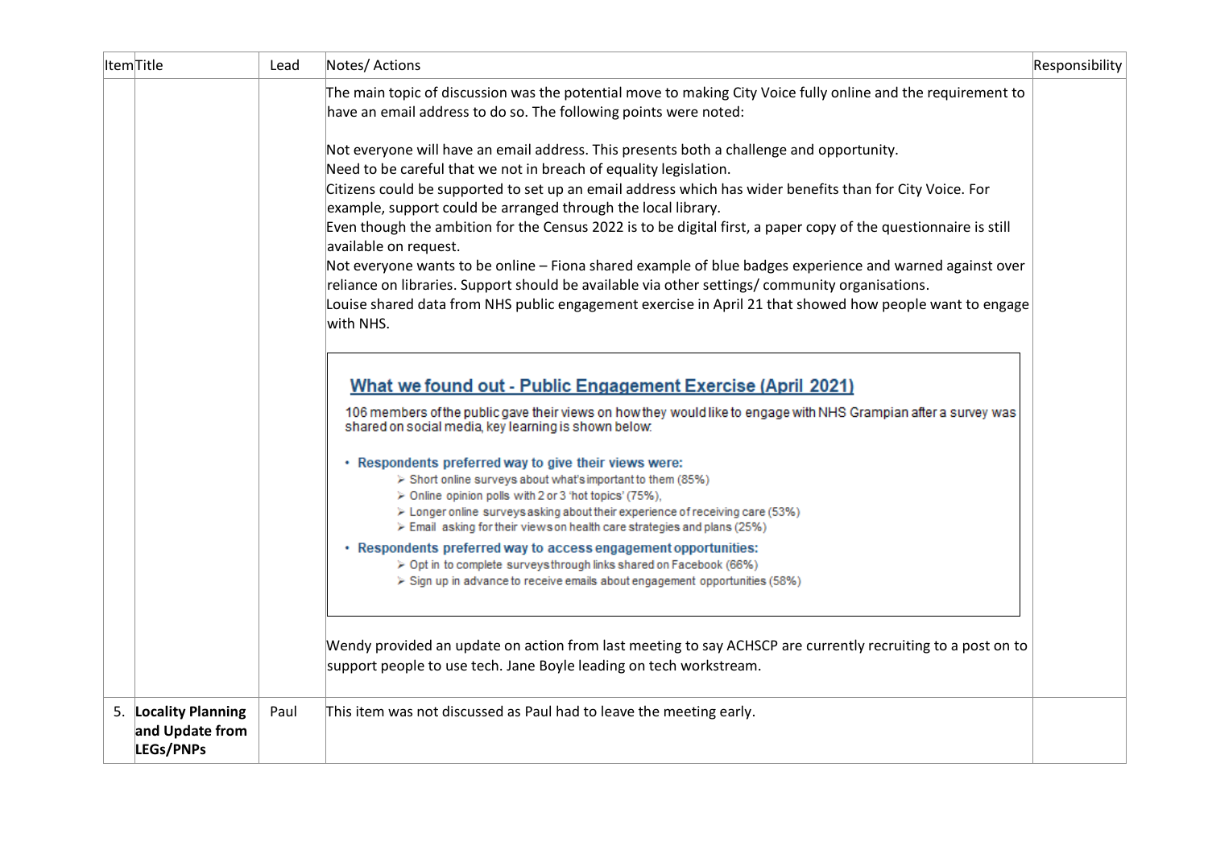| Item | Title | Lead | Notes/ Actions | Responsibility |
|---|---|---|---|---|
| | | | The main topic of discussion was the potential move to making City Voice fully online and the requirement to have an email address to do so. The following points were noted:<br><br>Not everyone will have an email address. This presents both a challenge and opportunity.<br>Need to be careful that we not in breach of equality legislation.<br>Citizens could be supported to set up an email address which has wider benefits than for City Voice. For example, support could be arranged through the local library.<br>Even though the ambition for the Census 2022 is to be digital first, a paper copy of the questionnaire is still available on request.<br>Not everyone wants to be online – Fiona shared example of blue badges experience and warned against over reliance on libraries. Support should be available via other settings/ community organisations.<br>Louise shared data from NHS public engagement exercise in April 21 that showed how people want to engage with NHS.<br><br>**What we found out - Public Engagement Exercise (April 2021)**<br><br>106 members of the public gave their views on how they would like to engage with NHS Grampian after a survey was shared on social media, key learning is shown below:<br><br>• **Respondents preferred way to give their views were:**<br>➢ Short online surveys about what's important to them (85%)<br>➢ Online opinion polls with 2 or 3 'hot topics' (75%),<br>➢ Longer online surveys asking about their experience of receiving care (53%)<br>➢ Email asking for their views on health care strategies and plans (25%)<br>• **Respondents preferred way to access engagement opportunities:**<br>➢ Opt in to complete surveys through links shared on Facebook (66%)<br>➢ Sign up in advance to receive emails about engagement opportunities (58%)<br><br>Wendy provided an update on action from last meeting to say ACHSCP are currently recruiting to a post on to support people to use tech. Jane Boyle leading on tech workstream. | |
| 5. | **Locality Planning and Update from LEGs/PNPs** | Paul | This item was not discussed as Paul had to leave the meeting early. | |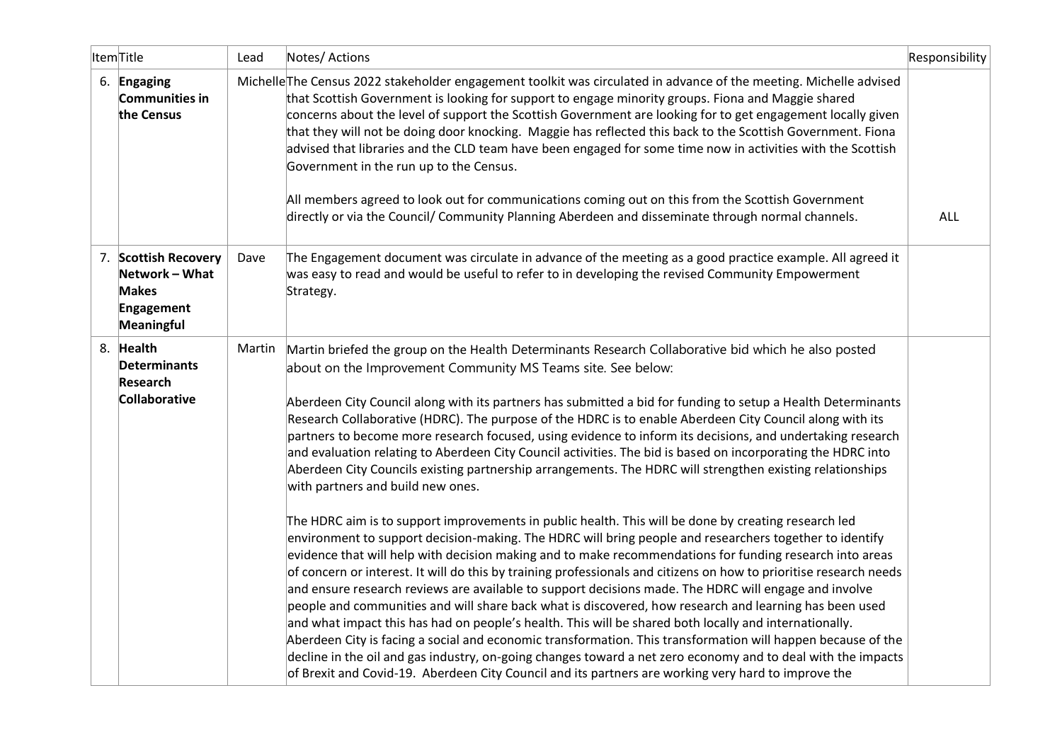| Item | Title | Lead | Notes/ Actions | Responsibility |
|---|---|---|---|---|
| 6. | **Engaging Communities in the Census** | Michelle | The Census 2022 stakeholder engagement toolkit was circulated in advance of the meeting. Michelle advised that Scottish Government is looking for support to engage minority groups. Fiona and Maggie shared concerns about the level of support the Scottish Government are looking for to get engagement locally given that they will not be doing door knocking. Maggie has reflected this back to the Scottish Government. Fiona advised that libraries and the CLD team have been engaged for some time now in activities with the Scottish Government in the run up to the Census.<br><br>All members agreed to look out for communications coming out on this from the Scottish Government directly or via the Council/ Community Planning Aberdeen and disseminate through normal channels. | ALL |
| 7. | **Scottish Recovery Network – What Makes Engagement Meaningful** | Dave | The Engagement document was circulate in advance of the meeting as a good practice example. All agreed it was easy to read and would be useful to refer to in developing the revised Community Empowerment Strategy. | |
| 8. | **Health Determinants Research Collaborative** | Martin | Martin briefed the group on the Health Determinants Research Collaborative bid which he also posted about on the Improvement Community MS Teams site. See below:<br><br>Aberdeen City Council along with its partners has submitted a bid for funding to setup a Health Determinants Research Collaborative (HDRC). The purpose of the HDRC is to enable Aberdeen City Council along with its partners to become more research focused, using evidence to inform its decisions, and undertaking research and evaluation relating to Aberdeen City Council activities. The bid is based on incorporating the HDRC into Aberdeen City Councils existing partnership arrangements. The HDRC will strengthen existing relationships with partners and build new ones.<br><br>The HDRC aim is to support improvements in public health. This will be done by creating research led environment to support decision-making. The HDRC will bring people and researchers together to identify evidence that will help with decision making and to make recommendations for funding research into areas of concern or interest. It will do this by training professionals and citizens on how to prioritise research needs and ensure research reviews are available to support decisions made. The HDRC will engage and involve people and communities and will share back what is discovered, how research and learning has been used and what impact this has had on people's health. This will be shared both locally and internationally. Aberdeen City is facing a social and economic transformation. This transformation will happen because of the decline in the oil and gas industry, on-going changes toward a net zero economy and to deal with the impacts of Brexit and Covid-19. Aberdeen City Council and its partners are working very hard to improve the | |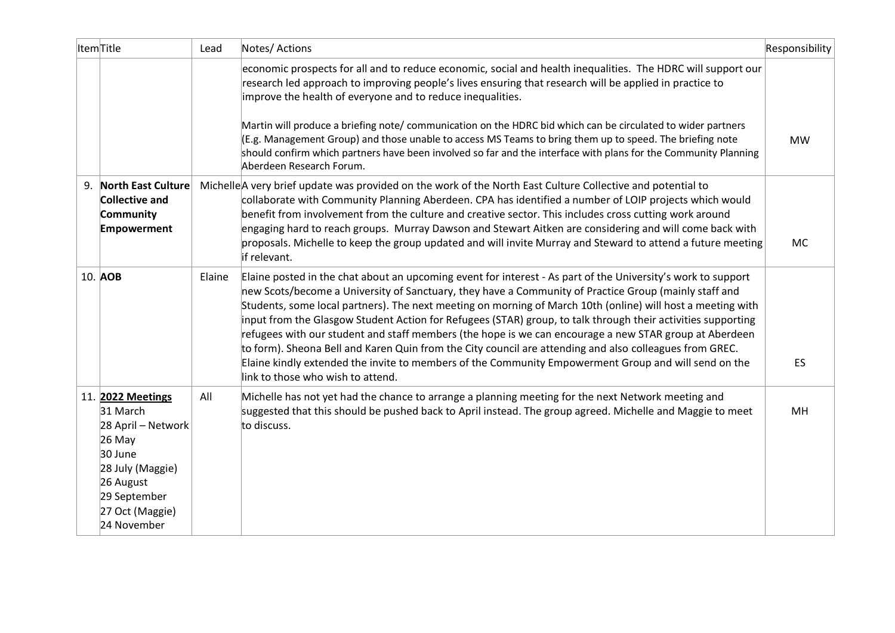| Item | Title | Lead | Notes/ Actions | Responsibility |
|---|---|---|---|---|
| | | | economic prospects for all and to reduce economic, social and health inequalities. The HDRC will support our research led approach to improving people's lives ensuring that research will be applied in practice to improve the health of everyone and to reduce inequalities.<br><br>Martin will produce a briefing note/ communication on the HDRC bid which can be circulated to wider partners (E.g. Management Group) and those unable to access MS Teams to bring them up to speed. The briefing note should confirm which partners have been involved so far and the interface with plans for the Community Planning Aberdeen Research Forum. | MW |
| 9. | **North East Culture Collective and Community Empowerment** | Michelle | A very brief update was provided on the work of the North East Culture Collective and potential to collaborate with Community Planning Aberdeen. CPA has identified a number of LOIP projects which would benefit from involvement from the culture and creative sector. This includes cross cutting work around engaging hard to reach groups. Murray Dawson and Stewart Aitken are considering and will come back with proposals. Michelle to keep the group updated and will invite Murray and Steward to attend a future meeting if relevant. | MC |
| 10. | **AOB** | Elaine | Elaine posted in the chat about an upcoming event for interest - As part of the University's work to support new Scots/become a University of Sanctuary, they have a Community of Practice Group (mainly staff and Students, some local partners). The next meeting on morning of March 10th (online) will host a meeting with input from the Glasgow Student Action for Refugees (STAR) group, to talk through their activities supporting refugees with our student and staff members (the hope is we can encourage a new STAR group at Aberdeen to form). Sheona Bell and Karen Quin from the City council are attending and also colleagues from GREC. Elaine kindly extended the invite to members of the Community Empowerment Group and will send on the link to those who wish to attend. | ES |
| 11. | **2022 Meetings**<br>31 March<br>28 April – Network<br>26 May<br>30 June<br>28 July (Maggie)<br>26 August<br>29 September<br>27 Oct (Maggie)<br>24 November | All | Michelle has not yet had the chance to arrange a planning meeting for the next Network meeting and suggested that this should be pushed back to April instead. The group agreed. Michelle and Maggie to meet to discuss. | MH |